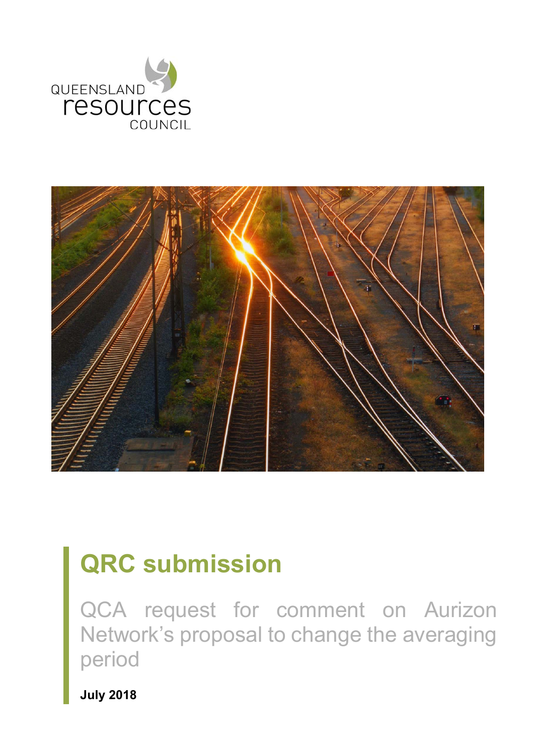QUEENSLAND resources COUNCIL

# QRC submission

QCA request for comment on Aurizon Network's proposal to change the averaging period

**July 2018**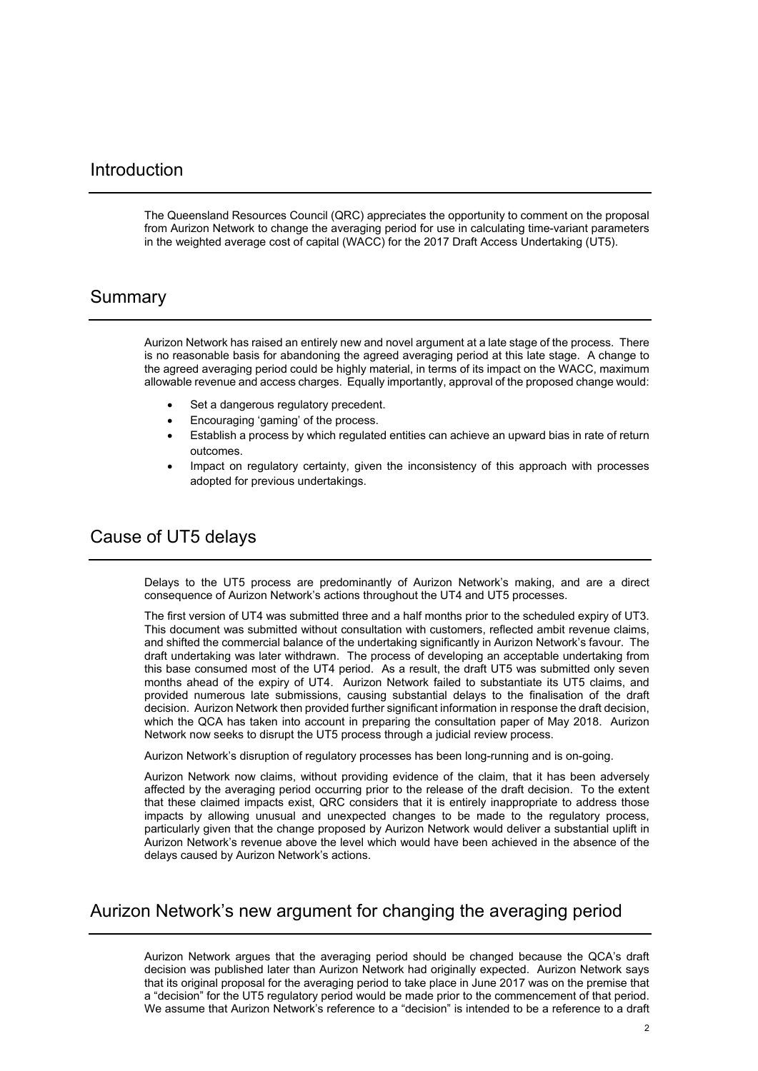## Introduction

The Queensland Resources Council (QRC) appreciates the opportunity to comment on the proposal from Aurizon Network to change the averaging period for use in calculating time-variant parameters in the weighted average cost of capital (WACC) for the 2017 Draft Access Undertaking (UT5).

## Summary

Aurizon Network has raised an entirely new and novel argument at a late stage of the process. There is no reasonable basis for abandoning the agreed averaging period at this late stage. A change to the agreed averaging period could be highly material, in terms of its impact on the WACC, maximum allowable revenue and access charges. Equally importantly, approval of the proposed change would:

- Set a dangerous regulatory precedent.
- Encouraging 'gaming' of the process.
- Establish a process by which regulated entities can achieve an upward bias in rate of return outcomes.
- Impact on regulatory certainty, given the inconsistency of this approach with processes adopted for previous undertakings.

## Cause of UT5 delays

Delays to the UT5 process are predominantly of Aurizon Network's making, and are a direct consequence of Aurizon Network's actions throughout the UT4 and UT5 processes.

The first version of UT4 was submitted three and a half months prior to the scheduled expiry of UT3. This document was submitted without consultation with customers, reflected ambit revenue claims, and shifted the commercial balance of the undertaking significantly in Aurizon Network's favour. The draft undertaking was later withdrawn. The process of developing an acceptable undertaking from this base consumed most of the UT4 period. As a result, the draft UT5 was submitted only seven months ahead of the expiry of UT4. Aurizon Network failed to substantiate its UT5 claims, and provided numerous late submissions, causing substantial delays to the finalisation of the draft decision. Aurizon Network then provided further significant information in response the draft decision, which the QCA has taken into account in preparing the consultation paper of May 2018. Aurizon Network now seeks to disrupt the UT5 process through a judicial review process.

Aurizon Network's disruption of regulatory processes has been long-running and is on-going.

Aurizon Network now claims, without providing evidence of the claim, that it has been adversely affected by the averaging period occurring prior to the release of the draft decision. To the extent that these claimed impacts exist, QRC considers that it is entirely inappropriate to address those impacts by allowing unusual and unexpected changes to be made to the regulatory process, particularly given that the change proposed by Aurizon Network would deliver a substantial uplift in Aurizon Network's revenue above the level which would have been achieved in the absence of the delays caused by Aurizon Network's actions.

## Aurizon Network's new argument for changing the averaging period

Aurizon Network argues that the averaging period should be changed because the QCA's draft decision was published later than Aurizon Network had originally expected. Aurizon Network says that its original proposal for the averaging period to take place in June 2017 was on the premise that a "decision" for the UT5 regulatory period would be made prior to the commencement of that period. We assume that Aurizon Network's reference to a "decision" is intended to be a reference to a draft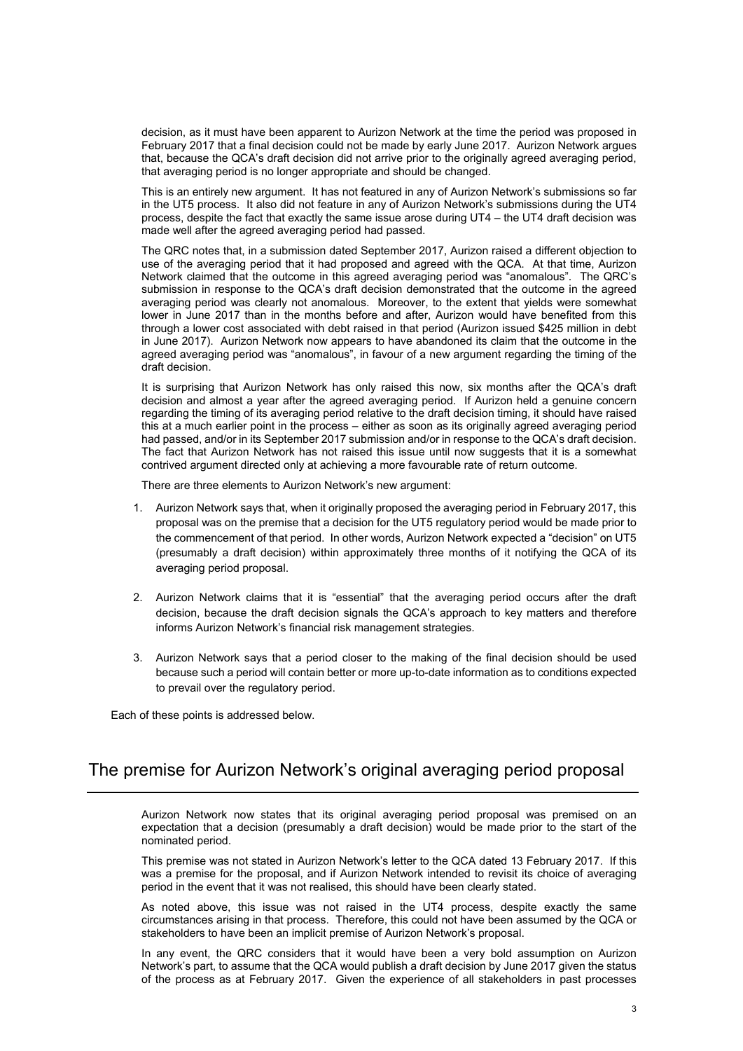decision, as it must have been apparent to Aurizon Network at the time the period was proposed in February 2017 that a final decision could not be made by early June 2017. Aurizon Network argues that, because the QCA's draft decision did not arrive prior to the originally agreed averaging period, that averaging period is no longer appropriate and should be changed.

This is an entirely new argument. It has not featured in any of Aurizon Network's submissions so far in the UT5 process. It also did not feature in any of Aurizon Network's submissions during the UT4 process, despite the fact that exactly the same issue arose during UT4 – the UT4 draft decision was made well after the agreed averaging period had passed.

The QRC notes that, in a submission dated September 2017, Aurizon raised a different objection to use of the averaging period that it had proposed and agreed with the QCA. At that time, Aurizon Network claimed that the outcome in this agreed averaging period was "anomalous". The QRC's submission in response to the QCA's draft decision demonstrated that the outcome in the agreed averaging period was clearly not anomalous. Moreover, to the extent that yields were somewhat lower in June 2017 than in the months before and after, Aurizon would have benefited from this through a lower cost associated with debt raised in that period (Aurizon issued $425 million in debt in June 2017). Aurizon Network now appears to have abandoned its claim that the outcome in the agreed averaging period was "anomalous", in favour of a new argument regarding the timing of the draft decision.

It is surprising that Aurizon Network has only raised this now, six months after the QCA's draft decision and almost a year after the agreed averaging period. If Aurizon held a genuine concern regarding the timing of its averaging period relative to the draft decision timing, it should have raised this at a much earlier point in the process – either as soon as its originally agreed averaging period had passed, and/or in its September 2017 submission and/or in response to the QCA's draft decision. The fact that Aurizon Network has not raised this issue until now suggests that it is a somewhat contrived argument directed only at achieving a more favourable rate of return outcome.

There are three elements to Aurizon Network's new argument:

1. Aurizon Network says that, when it originally proposed the averaging period in February 2017, this proposal was on the premise that a decision for the UT5 regulatory period would be made prior to the commencement of that period. In other words, Aurizon Network expected a "decision" on UT5 (presumably a draft decision) within approximately three months of it notifying the QCA of its averaging period proposal.

2. Aurizon Network claims that it is "essential" that the averaging period occurs after the draft decision, because the draft decision signals the QCA's approach to key matters and therefore informs Aurizon Network's financial risk management strategies.

3. Aurizon Network says that a period closer to the making of the final decision should be used because such a period will contain better or more up-to-date information as to conditions expected to prevail over the regulatory period.

Each of these points is addressed below.

## The premise for Aurizon Network's original averaging period proposal

Aurizon Network now states that its original averaging period proposal was premised on an expectation that a decision (presumably a draft decision) would be made prior to the start of the nominated period.

This premise was not stated in Aurizon Network's letter to the QCA dated 13 February 2017. If this was a premise for the proposal, and if Aurizon Network intended to revisit its choice of averaging period in the event that it was not realised, this should have been clearly stated.

As noted above, this issue was not raised in the UT4 process, despite exactly the same circumstances arising in that process. Therefore, this could not have been assumed by the QCA or stakeholders to have been an implicit premise of Aurizon Network's proposal.

In any event, the QRC considers that it would have been a very bold assumption on Aurizon Network's part, to assume that the QCA would publish a draft decision by June 2017 given the status of the process as at February 2017. Given the experience of all stakeholders in past processes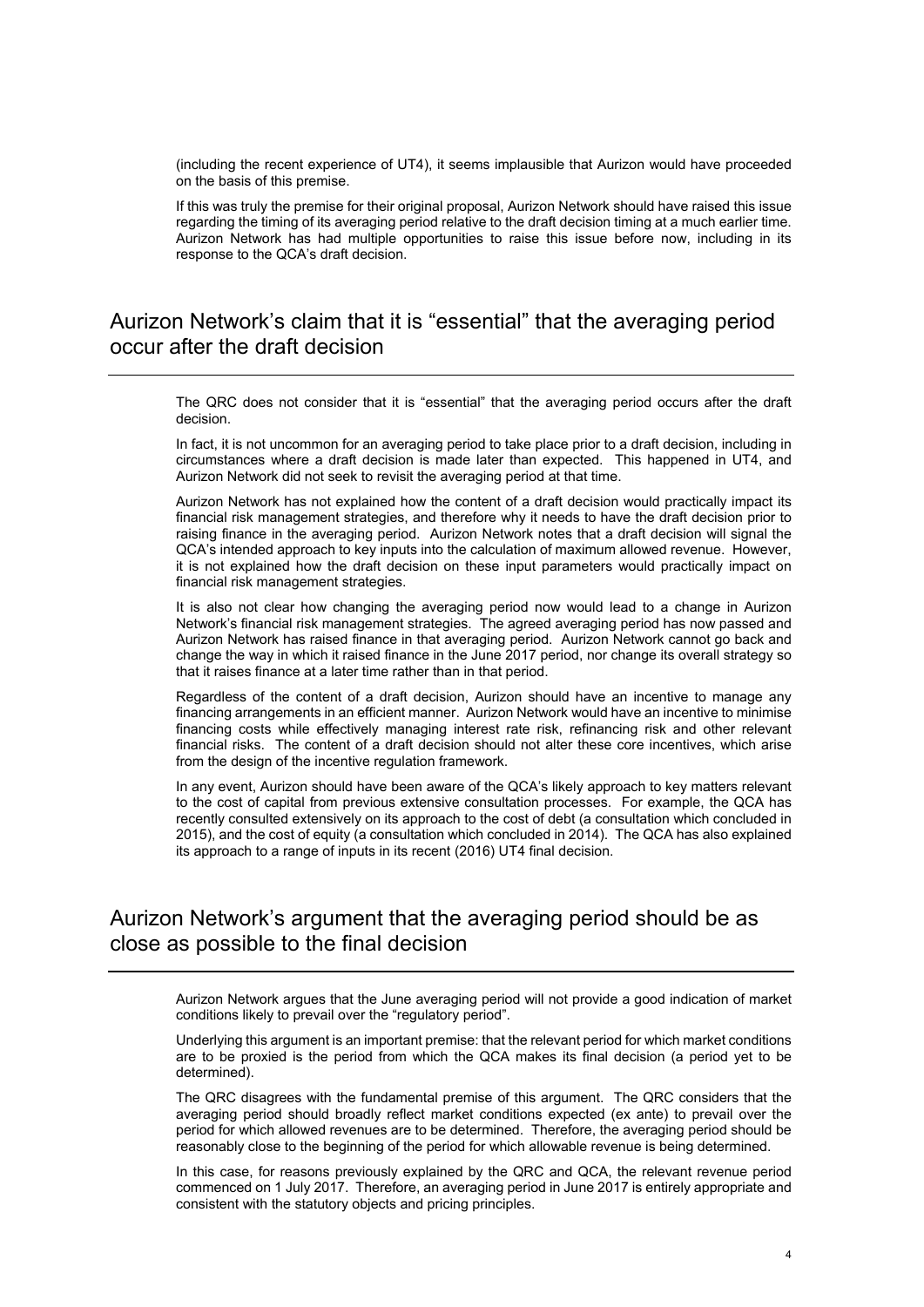(including the recent experience of UT4), it seems implausible that Aurizon would have proceeded on the basis of this premise.

If this was truly the premise for their original proposal, Aurizon Network should have raised this issue regarding the timing of its averaging period relative to the draft decision timing at a much earlier time. Aurizon Network has had multiple opportunities to raise this issue before now, including in its response to the QCA's draft decision.

## Aurizon Network's claim that it is "essential" that the averaging period occur after the draft decision

The QRC does not consider that it is "essential" that the averaging period occurs after the draft decision.

In fact, it is not uncommon for an averaging period to take place prior to a draft decision, including in circumstances where a draft decision is made later than expected. This happened in UT4, and Aurizon Network did not seek to revisit the averaging period at that time.

Aurizon Network has not explained how the content of a draft decision would practically impact its financial risk management strategies, and therefore why it needs to have the draft decision prior to raising finance in the averaging period. Aurizon Network notes that a draft decision will signal the QCA's intended approach to key inputs into the calculation of maximum allowed revenue. However, it is not explained how the draft decision on these input parameters would practically impact on financial risk management strategies.

It is also not clear how changing the averaging period now would lead to a change in Aurizon Network's financial risk management strategies. The agreed averaging period has now passed and Aurizon Network has raised finance in that averaging period. Aurizon Network cannot go back and change the way in which it raised finance in the June 2017 period, nor change its overall strategy so that it raises finance at a later time rather than in that period.

Regardless of the content of a draft decision, Aurizon should have an incentive to manage any financing arrangements in an efficient manner. Aurizon Network would have an incentive to minimise financing costs while effectively managing interest rate risk, refinancing risk and other relevant financial risks. The content of a draft decision should not alter these core incentives, which arise from the design of the incentive regulation framework.

In any event, Aurizon should have been aware of the QCA's likely approach to key matters relevant to the cost of capital from previous extensive consultation processes. For example, the QCA has recently consulted extensively on its approach to the cost of debt (a consultation which concluded in 2015), and the cost of equity (a consultation which concluded in 2014). The QCA has also explained its approach to a range of inputs in its recent (2016) UT4 final decision.

## Aurizon Network's argument that the averaging period should be as close as possible to the final decision

Aurizon Network argues that the June averaging period will not provide a good indication of market conditions likely to prevail over the "regulatory period".

Underlying this argument is an important premise: that the relevant period for which market conditions are to be proxied is the period from which the QCA makes its final decision (a period yet to be determined).

The QRC disagrees with the fundamental premise of this argument. The QRC considers that the averaging period should broadly reflect market conditions expected (ex ante) to prevail over the period for which allowed revenues are to be determined. Therefore, the averaging period should be reasonably close to the beginning of the period for which allowable revenue is being determined.

In this case, for reasons previously explained by the QRC and QCA, the relevant revenue period commenced on 1 July 2017. Therefore, an averaging period in June 2017 is entirely appropriate and consistent with the statutory objects and pricing principles.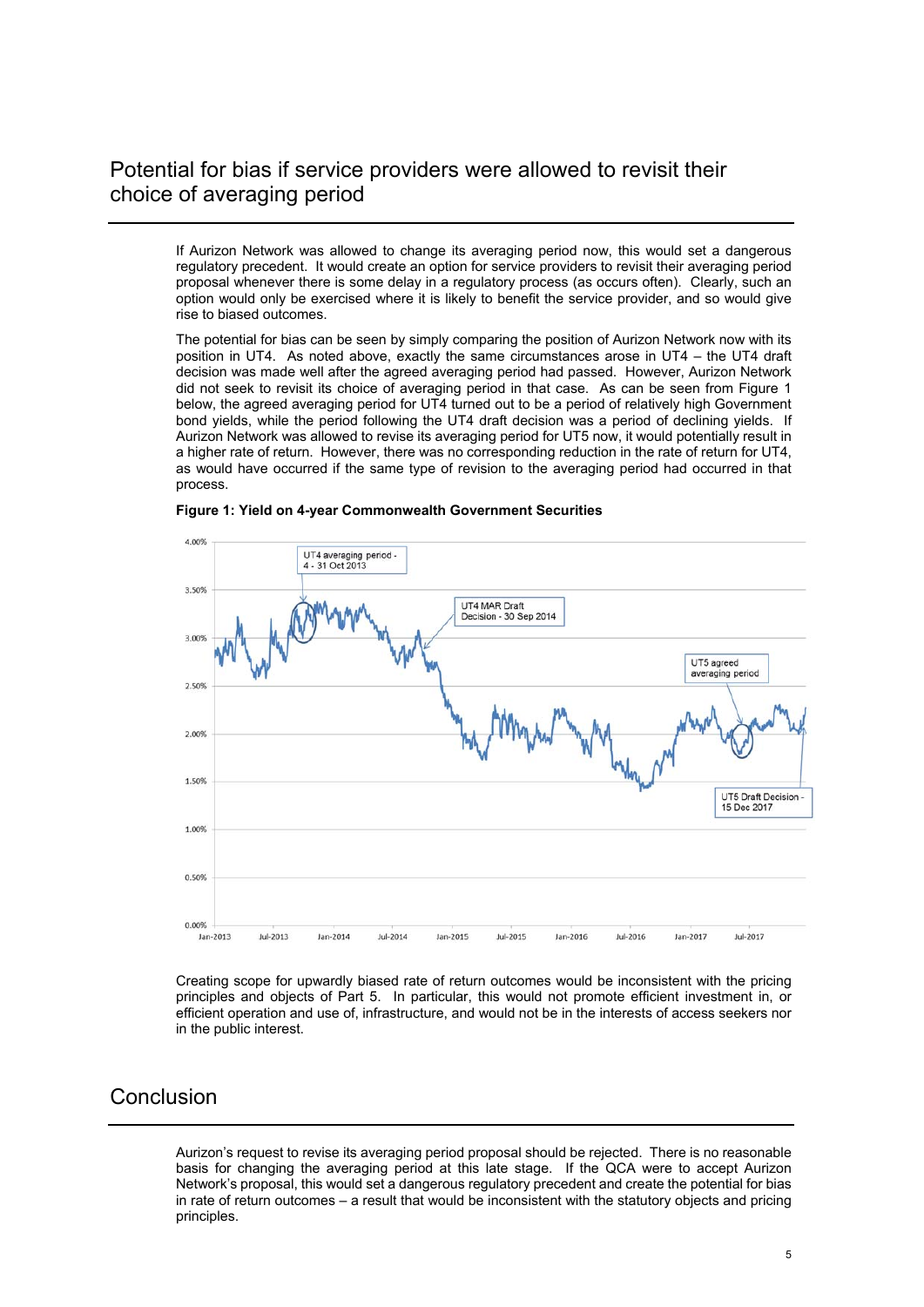## Potential for bias if service providers were allowed to revisit their choice of averaging period

If Aurizon Network was allowed to change its averaging period now, this would set a dangerous regulatory precedent. It would create an option for service providers to revisit their averaging period proposal whenever there is some delay in a regulatory process (as occurs often). Clearly, such an option would only be exercised where it is likely to benefit the service provider, and so would give rise to biased outcomes.

The potential for bias can be seen by simply comparing the position of Aurizon Network now with its position in UT4. As noted above, exactly the same circumstances arose in UT4 – the UT4 draft decision was made well after the agreed averaging period had passed. However, Aurizon Network did not seek to revisit its choice of averaging period in that case. As can be seen from Figure 1 below, the agreed averaging period for UT4 turned out to be a period of relatively high Government bond yields, while the period following the UT4 draft decision was a period of declining yields. If Aurizon Network was allowed to revise its averaging period for UT5 now, it would potentially result in a higher rate of return. However, there was no corresponding reduction in the rate of return for UT4, as would have occurred if the same type of revision to the averaging period had occurred in that process.

**Figure 1: Yield on 4-year Commonwealth Government Securities**

4.00%
3.50%
3.00%
2.50%
2.00%
1.50%
1.00%
0.50%
0.00%

Jan-2013
Jul-2013
Jan-2014
Jul-2014
Jan-2015
Jul-2015
Jan-2016
Jul-2016
Jan-2017
Jul-2017

UT4 averaging period - 4 - 31 Oct 2013
UT4 MAR Draft Decision - 30 Sep 2014
UT5 agreed averaging period
UT5 Draft Decision - 15 Dec 2017

Creating scope for upwardly biased rate of return outcomes would be inconsistent with the pricing principles and objects of Part 5. In particular, this would not promote efficient investment in, or efficient operation and use of, infrastructure, and would not be in the interests of access seekers nor in the public interest.

## Conclusion

Aurizon's request to revise its averaging period proposal should be rejected. There is no reasonable basis for changing the averaging period at this late stage. If the QCA were to accept Aurizon Network's proposal, this would set a dangerous regulatory precedent and create the potential for bias in rate of return outcomes – a result that would be inconsistent with the statutory objects and pricing principles.